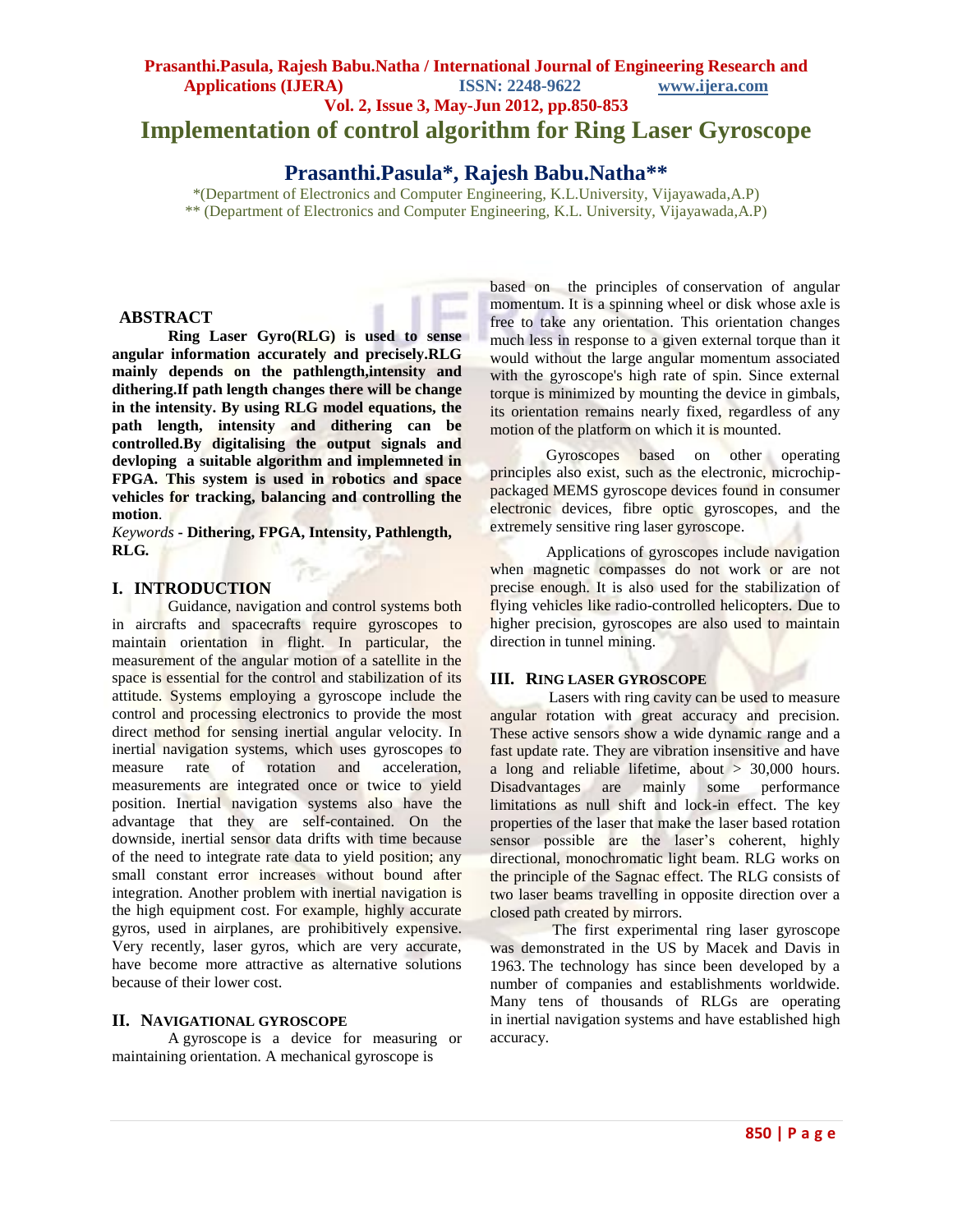# Implementation of control algorithm for Ring Laser Gyroscope

## Prasanthi.Pasula*, Rajesh Babu.Natha**

*(Department of Electronics and Computer Engineering, K.L.University, Vijayawada,A.P)
** (Department of Electronics and Computer Engineering, K.L. University, Vijayawada,A.P)

### ABSTRACT

**Ring Laser Gyro(RLG) is used to sense angular information accurately and precisely.RLG mainly depends on the pathlength,intensity and dithering.If path length changes there will be change in the intensity. By using RLG model equations, the path length, intensity and dithering can be controlled.By digitalising the output signals and devloping a suitable algorithm and implemneted in FPGA. This system is used in robotics and space vehicles for tracking, balancing and controlling the motion**.

*Keywords* - **Dithering, FPGA, Intensity, Pathlength, RLG.**

## I. INTRODUCTION

Guidance, navigation and control systems both in aircrafts and spacecrafts require gyroscopes to maintain orientation in flight. In particular, the measurement of the angular motion of a satellite in the space is essential for the control and stabilization of its attitude. Systems employing a gyroscope include the control and processing electronics to provide the most direct method for sensing inertial angular velocity. In inertial navigation systems, which uses gyroscopes to measure rate of rotation and acceleration, measurements are integrated once or twice to yield position. Inertial navigation systems also have the advantage that they are self-contained. On the downside, inertial sensor data drifts with time because of the need to integrate rate data to yield position; any small constant error increases without bound after integration. Another problem with inertial navigation is the high equipment cost. For example, highly accurate gyros, used in airplanes, are prohibitively expensive. Very recently, laser gyros, which are very accurate, have become more attractive as alternative solutions because of their lower cost.

## II. NAVIGATIONAL GYROSCOPE

A gyroscope is a device for measuring or maintaining orientation. A mechanical gyroscope is based on the principles of conservation of angular momentum. It is a spinning wheel or disk whose axle is free to take any orientation. This orientation changes much less in response to a given external torque than it would without the large angular momentum associated with the gyroscope's high rate of spin. Since external torque is minimized by mounting the device in gimbals, its orientation remains nearly fixed, regardless of any motion of the platform on which it is mounted.

Gyroscopes based on other operating principles also exist, such as the electronic, microchip-packaged MEMS gyroscope devices found in consumer electronic devices, fibre optic gyroscopes, and the extremely sensitive ring laser gyroscope.

Applications of gyroscopes include navigation when magnetic compasses do not work or are not precise enough. It is also used for the stabilization of flying vehicles like radio-controlled helicopters. Due to higher precision, gyroscopes are also used to maintain direction in tunnel mining.

## III. RING LASER GYROSCOPE

Lasers with ring cavity can be used to measure angular rotation with great accuracy and precision. These active sensors show a wide dynamic range and a fast update rate. They are vibration insensitive and have a long and reliable lifetime, about > 30,000 hours. Disadvantages are mainly some performance limitations as null shift and lock-in effect. The key properties of the laser that make the laser based rotation sensor possible are the laser's coherent, highly directional, monochromatic light beam. RLG works on the principle of the Sagnac effect. The RLG consists of two laser beams travelling in opposite direction over a closed path created by mirrors.

The first experimental ring laser gyroscope was demonstrated in the US by Macek and Davis in 1963. The technology has since been developed by a number of companies and establishments worldwide. Many tens of thousands of RLGs are operating in inertial navigation systems and have established high accuracy.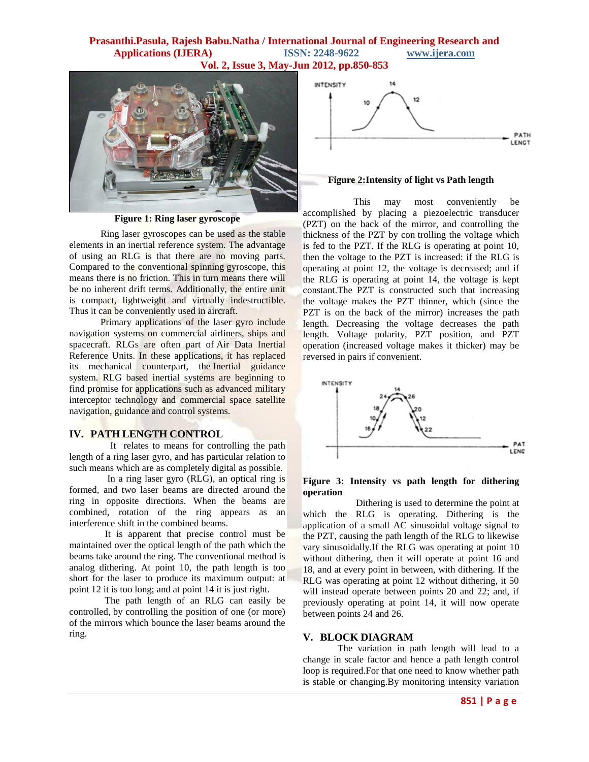Figure 1: Ring laser gyroscope

Ring laser gyroscopes can be used as the stable elements in an inertial reference system. The advantage of using an RLG is that there are no moving parts. Compared to the conventional spinning gyroscope, this means there is no friction. This in turn means there will be no inherent drift terms. Additionally, the entire unit is compact, lightweight and virtually indestructible. Thus it can be conveniently used in aircraft.

Primary applications of the laser gyro include navigation systems on commercial airliners, ships and spacecraft. RLGs are often part of Air Data Inertial Reference Units. In these applications, it has replaced its mechanical counterpart, the Inertial guidance system. RLG based inertial systems are beginning to find promise for applications such as advanced military interceptor technology and commercial space satellite navigation, guidance and control systems.

## IV. PATH LENGTH CONTROL

It relates to means for controlling the path length of a ring laser gyro, and has particular relation to such means which are as completely digital as possible.

In a ring laser gyro (RLG), an optical ring is formed, and two laser beams are directed around the ring in opposite directions. When the beams are combined, rotation of the ring appears as an interference shift in the combined beams.

It is apparent that precise control must be maintained over the optical length of the path which the beams take around the ring. The conventional method is analog dithering. At point 10, the path length is too short for the laser to produce its maximum output: at point 12 it is too long; and at point 14 it is just right.

The path length of an RLG can easily be controlled, by controlling the position of one (or more) of the mirrors which bounce the laser beams around the ring.

Figure 2:Intensity of light vs Path length

This may most conveniently be accomplished by placing a piezoelectric transducer (PZT) on the back of the mirror, and controlling the thickness of the PZT by con trolling the voltage which is fed to the PZT. If the RLG is operating at point 10, then the voltage to the PZT is increased: if the RLG is operating at point 12, the voltage is decreased; and if the RLG is operating at point 14, the voltage is kept constant.The PZT is constructed such that increasing the voltage makes the PZT thinner, which (since the PZT is on the back of the mirror) increases the path length. Decreasing the voltage decreases the path length. Voltage polarity, PZT position, and PZT operation (increased voltage makes it thicker) may be reversed in pairs if convenient.

**Figure 3: Intensity vs path length for dithering operation**

Dithering is used to determine the point at which the RLG is operating. Dithering is the application of a small AC sinusoidal voltage signal to the PZT, causing the path length of the RLG to likewise vary sinusoidally.If the RLG was operating at point 10 without dithering, then it will operate at point 16 and 18, and at every point in between, with dithering. If the RLG was operating at point 12 without dithering, it 50 will instead operate between points 20 and 22; and, if previously operating at point 14, it will now operate between points 24 and 26.

## V. BLOCK DIAGRAM

The variation in path length will lead to a change in scale factor and hence a path length control loop is required.For that one need to know whether path is stable or changing.By monitoring intensity variation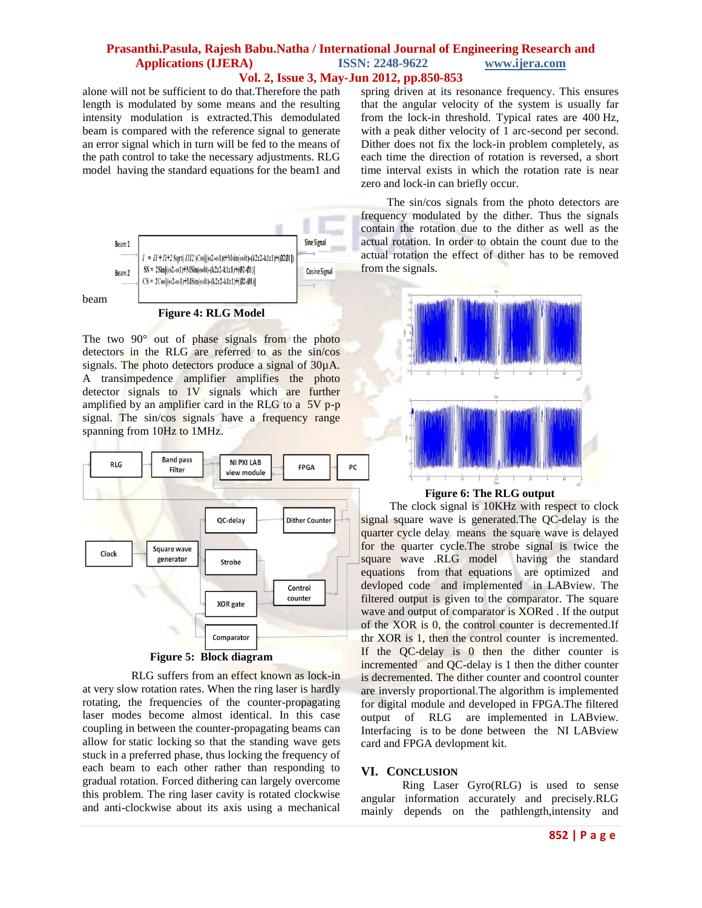alone will not be sufficient to do that.Therefore the path length is modulated by some means and the resulting intensity modulation is extracted.This demodulated beam is compared with the reference signal to generate an error signal which in turn will be fed to the means of the path control to take the necessary adjustments. RLG model having the standard equations for the beam1 and beam

Figure 4: RLG Model

The two 90° out of phase signals from the photo detectors in the RLG are referred to as the sin/cos signals. The photo detectors produce a signal of 30µA. A transimpedence amplifier amplifies the photo detector signals to 1V signals which are further amplified by an amplifier card in the RLG to a 5V p-p signal. The sin/cos signals have a frequency range spanning from 10Hz to 1MHz.

Figure 5: Block diagram

RLG suffers from an effect known as lock-in at very slow rotation rates. When the ring laser is hardly rotating, the frequencies of the counter-propagating laser modes become almost identical. In this case coupling in between the counter-propagating beams can allow for static locking so that the standing wave gets stuck in a preferred phase, thus locking the frequency of each beam to each other rather than responding to gradual rotation. Forced dithering can largely overcome this problem. The ring laser cavity is rotated clockwise and anti-clockwise about its axis using a mechanical spring driven at its resonance frequency. This ensures that the angular velocity of the system is usually far from the lock-in threshold. Typical rates are 400 Hz, with a peak dither velocity of 1 arc-second per second. Dither does not fix the lock-in problem completely, as each time the direction of rotation is reversed, a short time interval exists in which the rotation rate is near zero and lock-in can briefly occur.

The sin/cos signals from the photo detectors are frequency modulated by the dither. Thus the signals contain the rotation due to the dither as well as the actual rotation. In order to obtain the count due to the actual rotation the effect of dither has to be removed from the signals.

Figure 6: The RLG output

The clock signal is 10KHz with respect to clock signal square wave is generated.The QC-delay is the quarter cycle delay means the square wave is delayed for the quarter cycle.The strobe signal is twice the square wave .RLG model having the standard equations from that equations are optimized and devloped code and implemented in LABview. The filtered output is given to the comparator. The square wave and output of comparator is XORed . If the output of the XOR is 0, the control counter is decremented.If thr XOR is 1, then the control counter is incremented. If the QC-delay is 0 then the dither counter is incremented and QC-delay is 1 then the dither counter is decremented. The dither counter and coontrol counter are inversly proportional.The algorithm is implemented for digital module and developed in FPGA.The filtered output of RLG are implemented in LABview. Interfacing is to be done between the NI LABview card and FPGA devlopment kit.

## VI. Conclusion

Ring Laser Gyro(RLG) is used to sense angular information accurately and precisely.RLG mainly depends on the pathlength,intensity and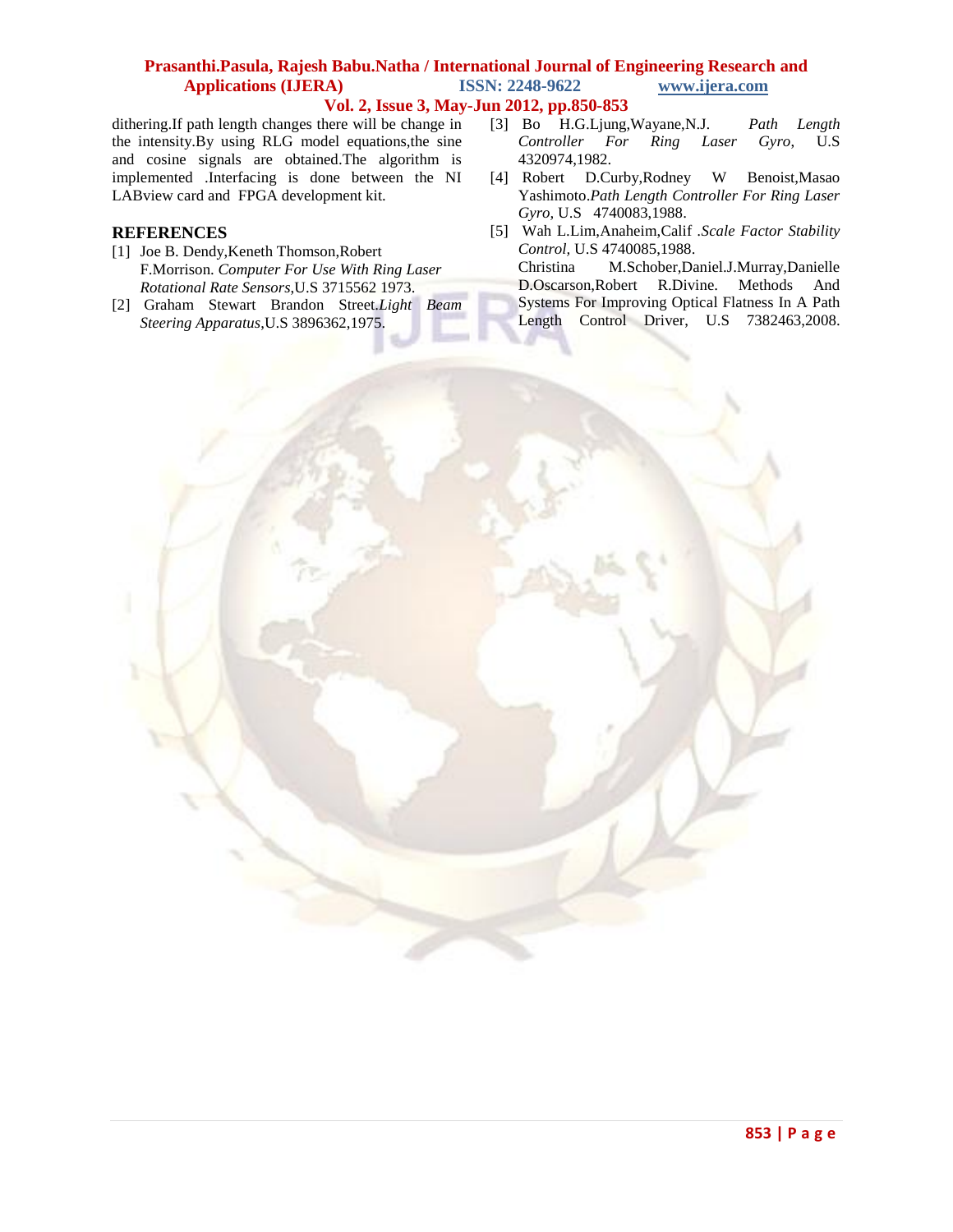dithering.If path length changes there will be change in the intensity.By using RLG model equations,the sine and cosine signals are obtained.The algorithm is implemented .Interfacing is done between the NI LABview card and FPGA development kit.

## REFERENCES

[1] Joe B. Dendy,Keneth Thomson,Robert F.Morrison. *Computer For Use With Ring Laser Rotational Rate Sensors*,U.S 3715562 1973.

[2] Graham Stewart Brandon Street.*Light Beam Steering Apparatus*,U.S 3896362,1975.

[3] Bo H.G.Ljung,Wayane,N.J. *Path Length Controller For Ring Laser Gyro*, U.S 4320974,1982.

[4] Robert D.Curby,Rodney W Benoist,Masao Yashimoto.*Path Length Controller For Ring Laser Gyro*, U.S 4740083,1988.

[5] Wah L.Lim,Anaheim,Calif .*Scale Factor Stability Control*, U.S 4740085,1988.
Christina M.Schober,Daniel.J.Murray,Danielle D.Oscarson,Robert R.Divine. Methods And Systems For Improving Optical Flatness In A Path Length Control Driver, U.S 7382463,2008.